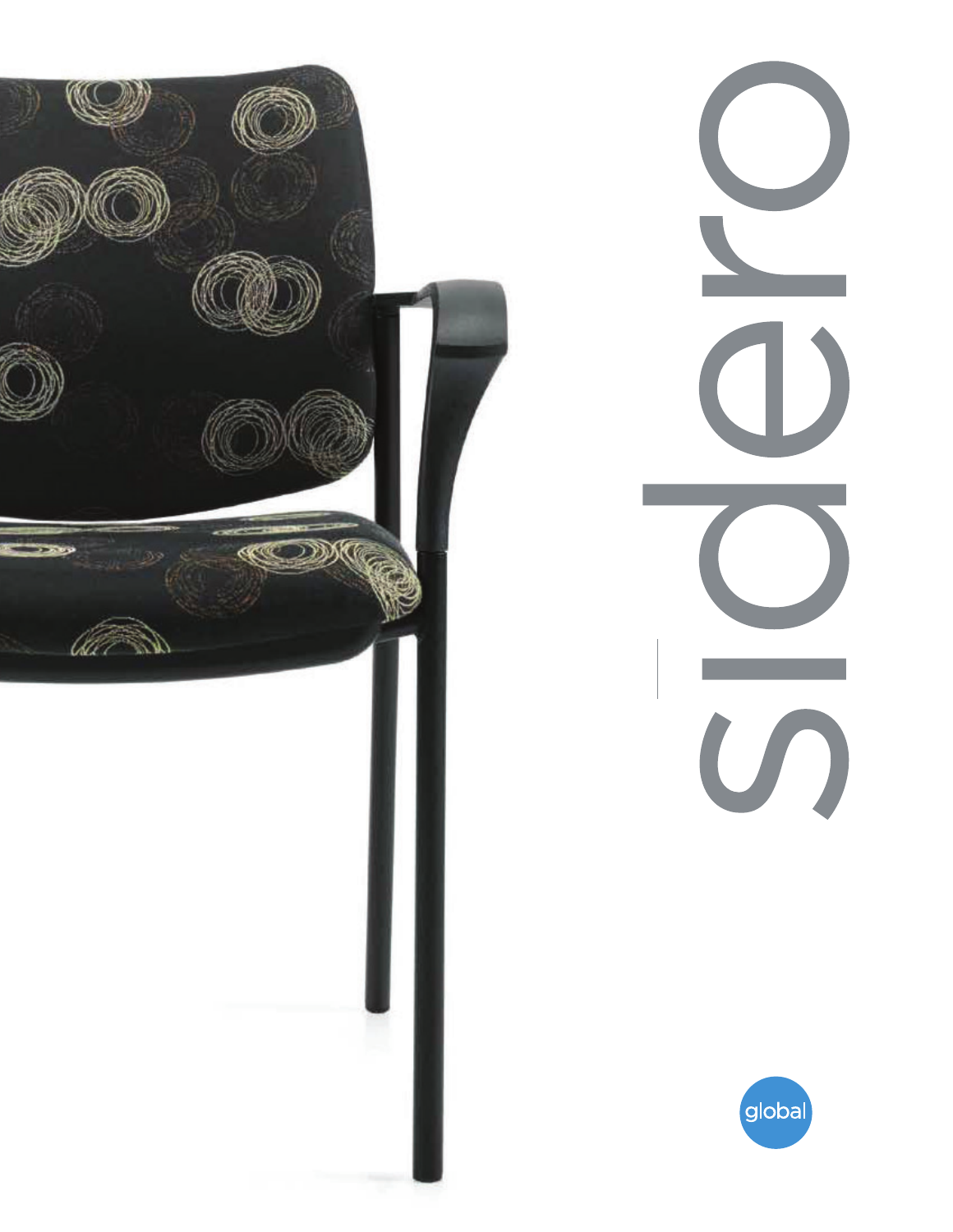# sidero

global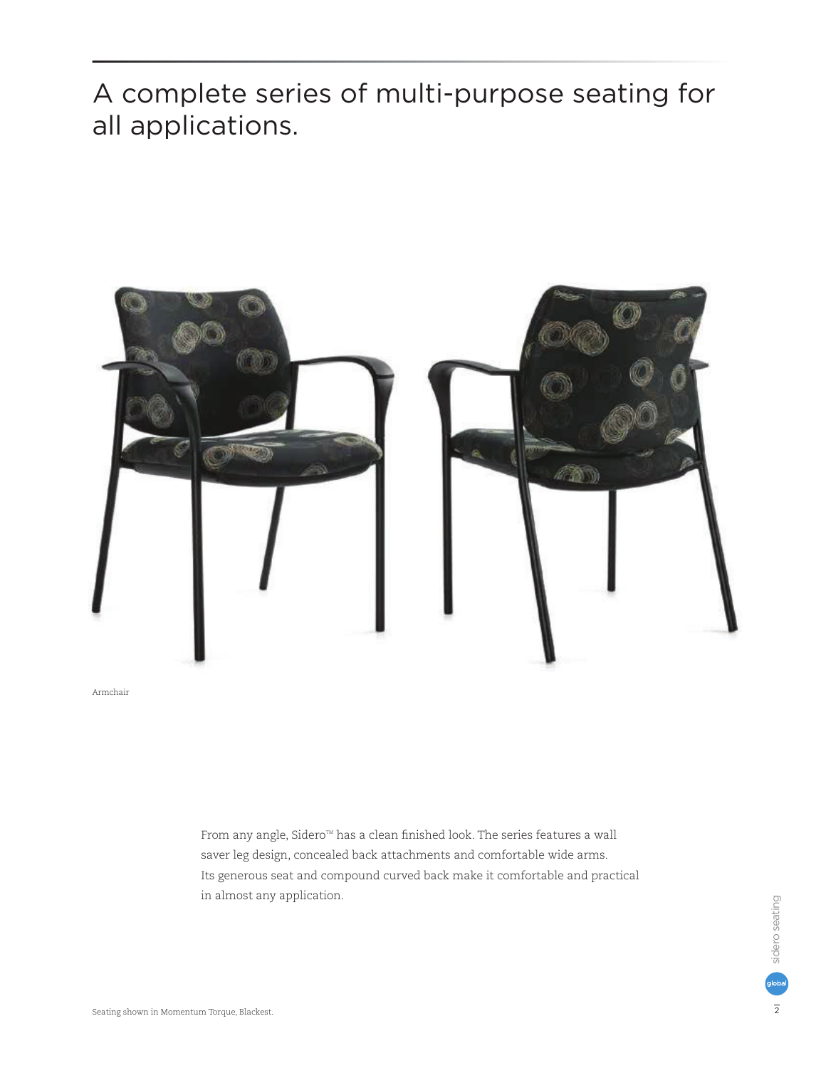# A complete series of multi-purpose seating for all applications.

Armchair

From any angle, Sidero™ has a clean finished look. The series features a wall saver leg design, concealed back attachments and comfortable wide arms. Its generous seat and compound curved back make it comfortable and practical in almost any application.

Seating shown in Momentum Torque, Blackest.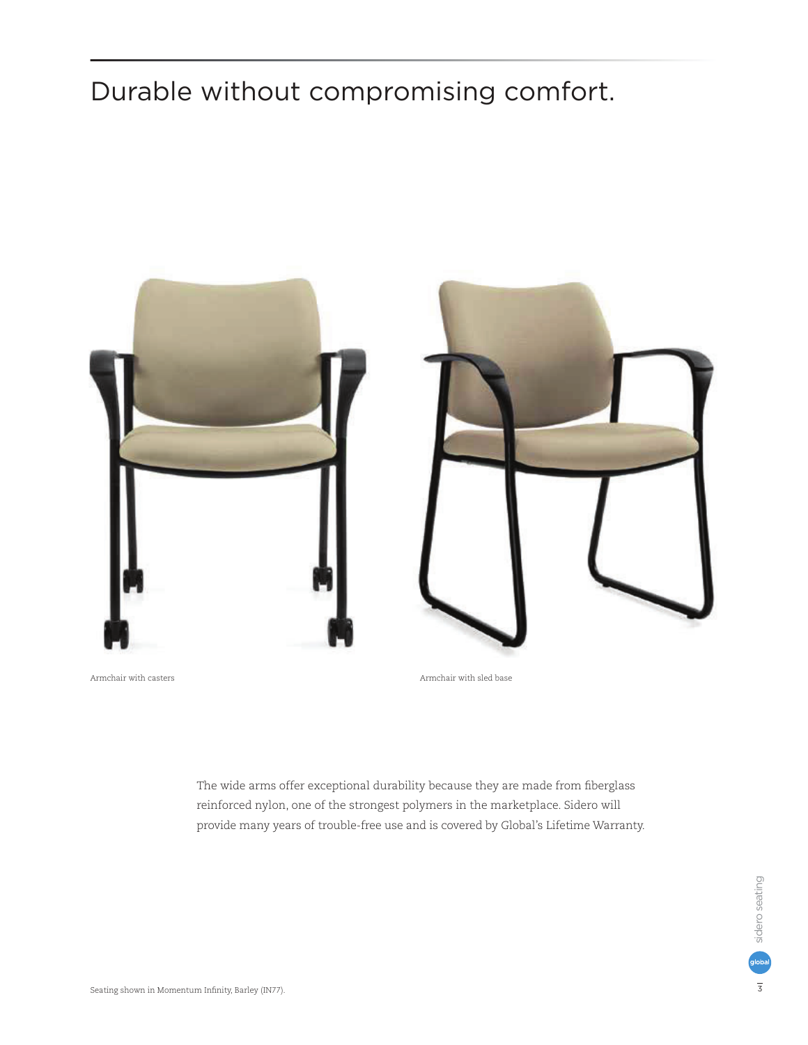# Durable without compromising comfort.

Armchair with casters

Armchair with sled base

The wide arms offer exceptional durability because they are made from fiberglass reinforced nylon, one of the strongest polymers in the marketplace. Sidero will provide many years of trouble-free use and is covered by Global's Lifetime Warranty.

Seating shown in Momentum Infinity, Barley (IN77).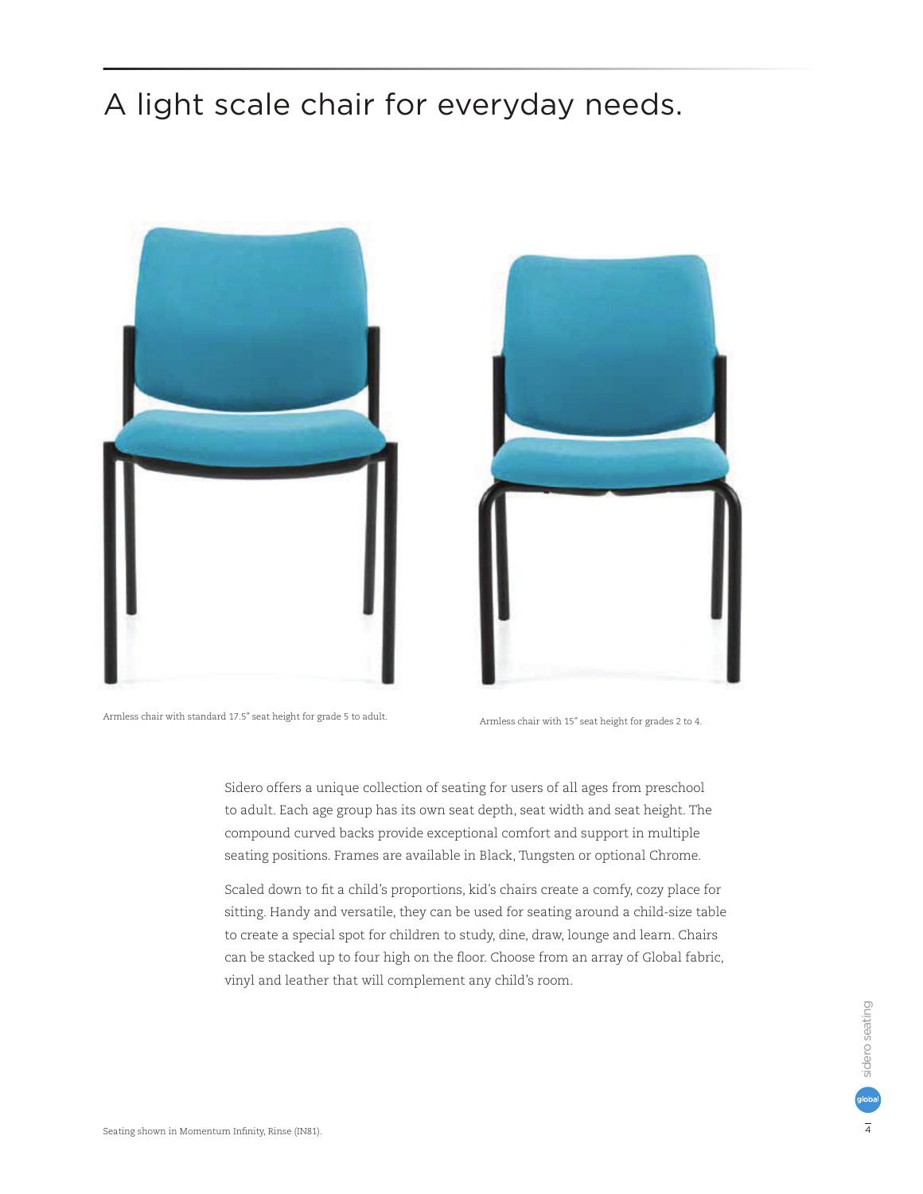# A light scale chair for everyday needs.

Armless chair with standard 17.5" seat height for grade 5 to adult.

Armless chair with 15" seat height for grades 2 to 4.

Sidero offers a unique collection of seating for users of all ages from preschool to adult. Each age group has its own seat depth, seat width and seat height. The compound curved backs provide exceptional comfort and support in multiple seating positions. Frames are available in Black, Tungsten or optional Chrome.

Scaled down to fit a child's proportions, kid's chairs create a comfy, cozy place for sitting. Handy and versatile, they can be used for seating around a child-size table to create a special spot for children to study, dine, draw, lounge and learn. Chairs can be stacked up to four high on the floor. Choose from an array of Global fabric, vinyl and leather that will complement any child's room.

Seating shown in Momentum Infinity, Rinse (IN81).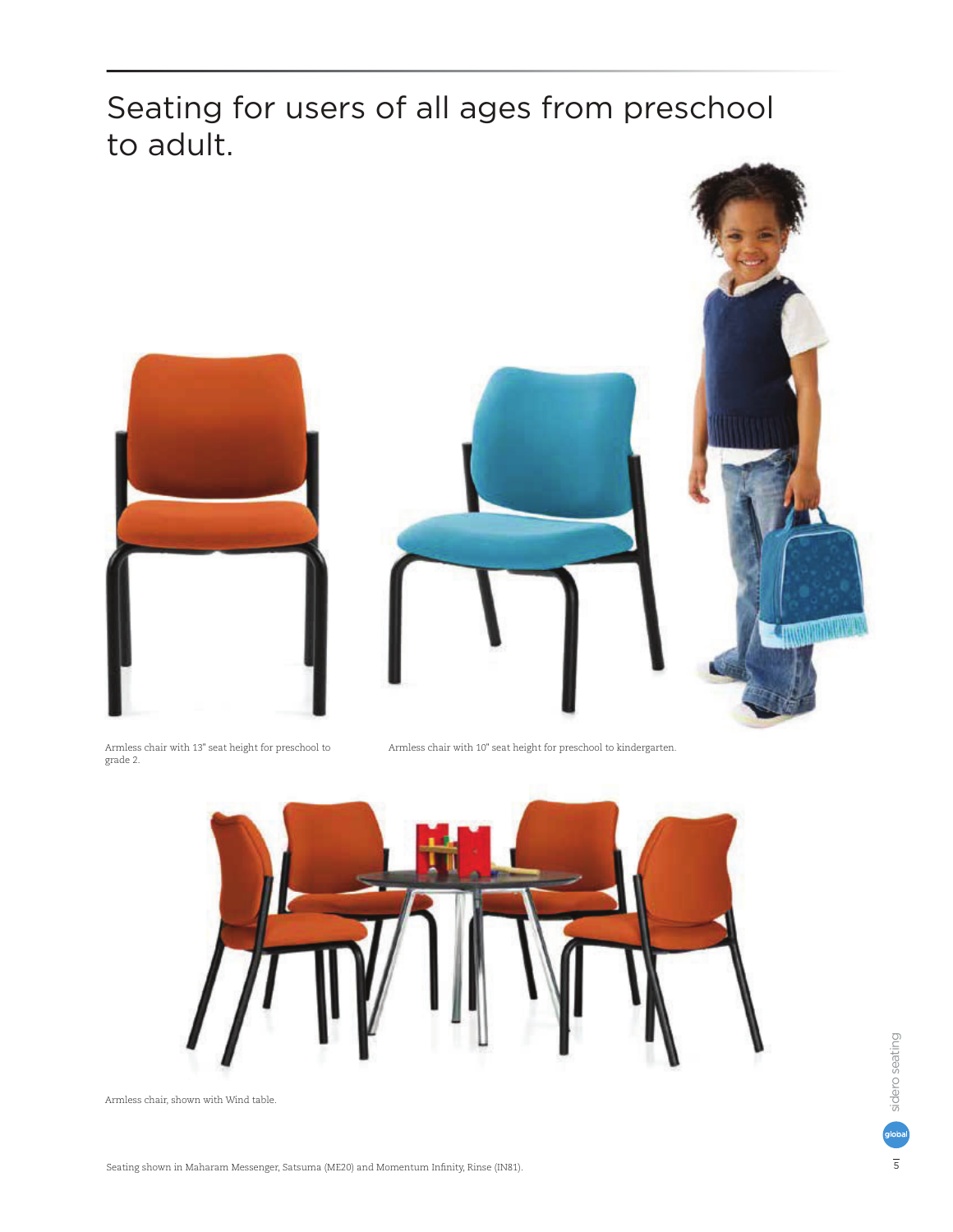# Seating for users of all ages from preschool to adult.

Armless chair with 13" seat height for preschool to grade 2.

Armless chair with 10" seat height for preschool to kindergarten.

Armless chair, shown with Wind table.

Seating shown in Maharam Messenger, Satsuma (ME20) and Momentum Infinity, Rinse (IN81).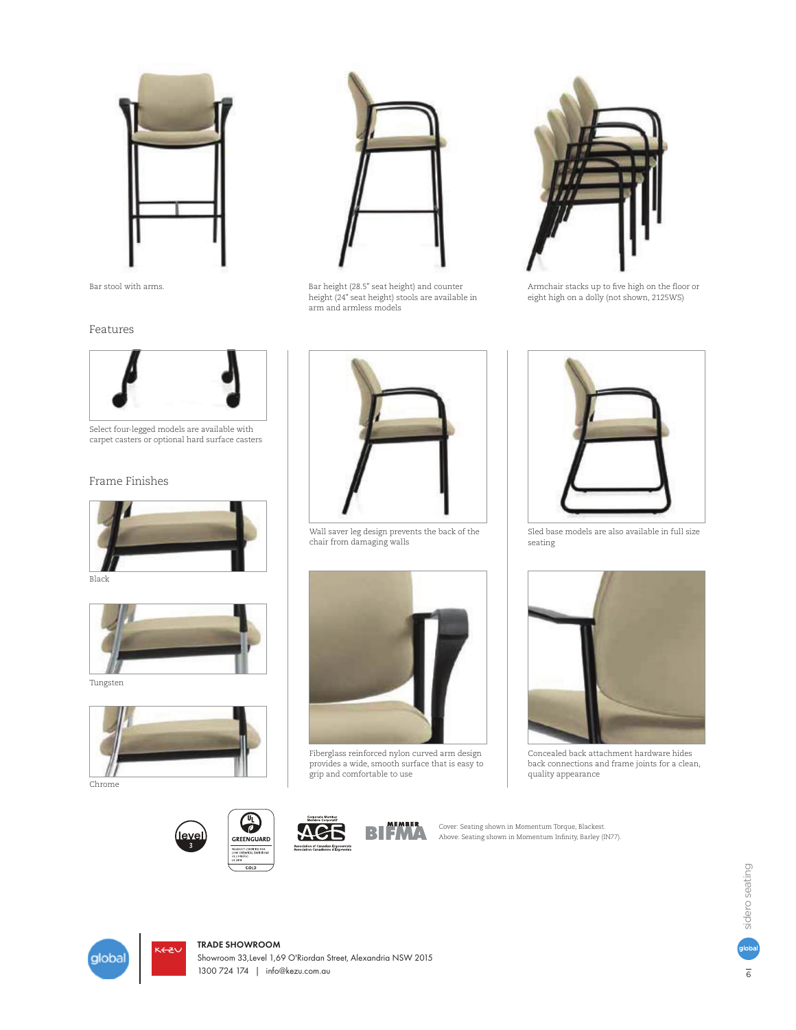Bar stool with arms.

Bar height (28.5" seat height) and counter height (24" seat height) stools are available in arm and armless models

Armchair stacks up to five high on the floor or eight high on a dolly (not shown, 2125WS)

## Features

Select four-legged models are available with carpet casters or optional hard surface casters

Wall saver leg design prevents the back of the chair from damaging walls

Sled base models are also available in full size seating

Fiberglass reinforced nylon curved arm design provides a wide, smooth surface that is easy to grip and comfortable to use

Concealed back attachment hardware hides back connections and frame joints for a clean, quality appearance

## Frame Finishes

Black

Tungsten

Chrome

Cover: Seating shown in Momentum Torque, Blackest.
Above: Seating shown in Momentum Infinity, Barley (IN77).

**TRADE SHOWROOM**
Showroom 33,Level 1,69 O'Riordan Street, Alexandria NSW 2015
1300 724 174 | info@kezu.com.au